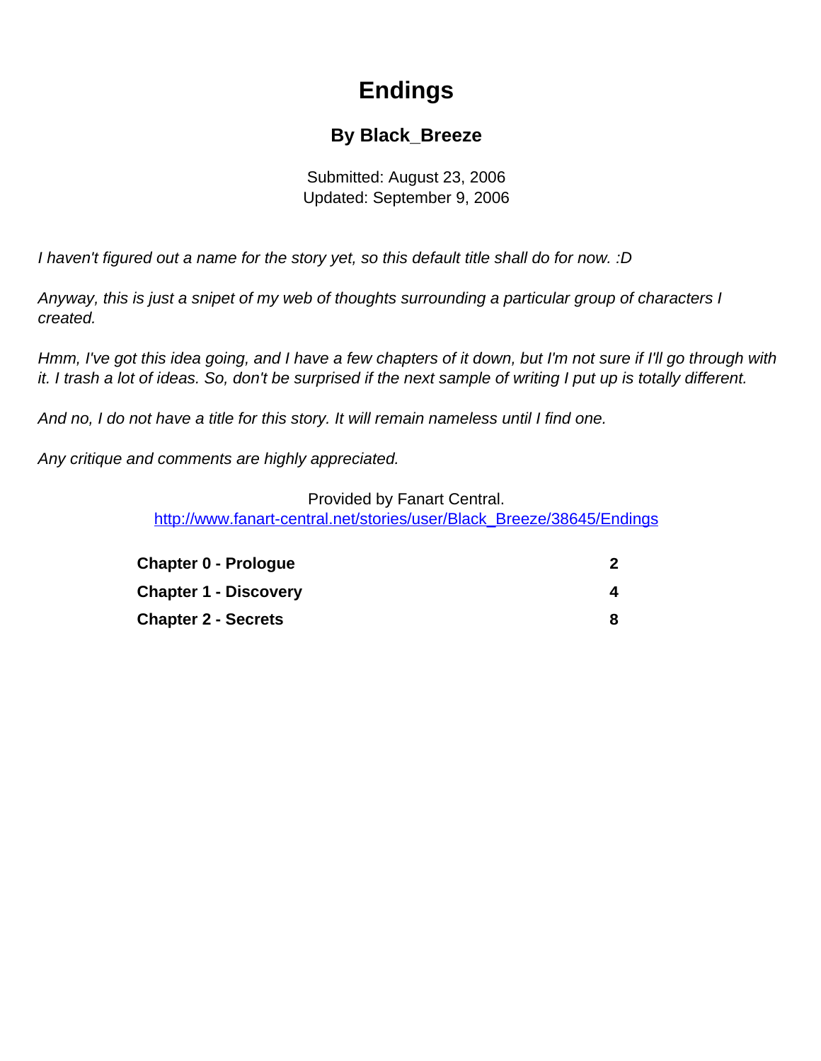# Endings

## By Black_Breeze

Submitted: August 23, 2006
Updated: September 9, 2006

*I haven't figured out a name for the story yet, so this default title shall do for now. :D*

*Anyway, this is just a snipet of my web of thoughts surrounding a particular group of characters I created.*

*Hmm, I've got this idea going, and I have a few chapters of it down, but I'm not sure if I'll go through with it. I trash a lot of ideas. So, don't be surprised if the next sample of writing I put up is totally different.*

*And no, I do not have a title for this story. It will remain nameless until I find one.*

*Any critique and comments are highly appreciated.*

Provided by Fanart Central.
http://www.fanart-central.net/stories/user/Black_Breeze/38645/Endings

| | |
|---|---|
| **Chapter 0 - Prologue** | **2** |
| **Chapter 1 - Discovery** | **4** |
| **Chapter 2 - Secrets** | **8** |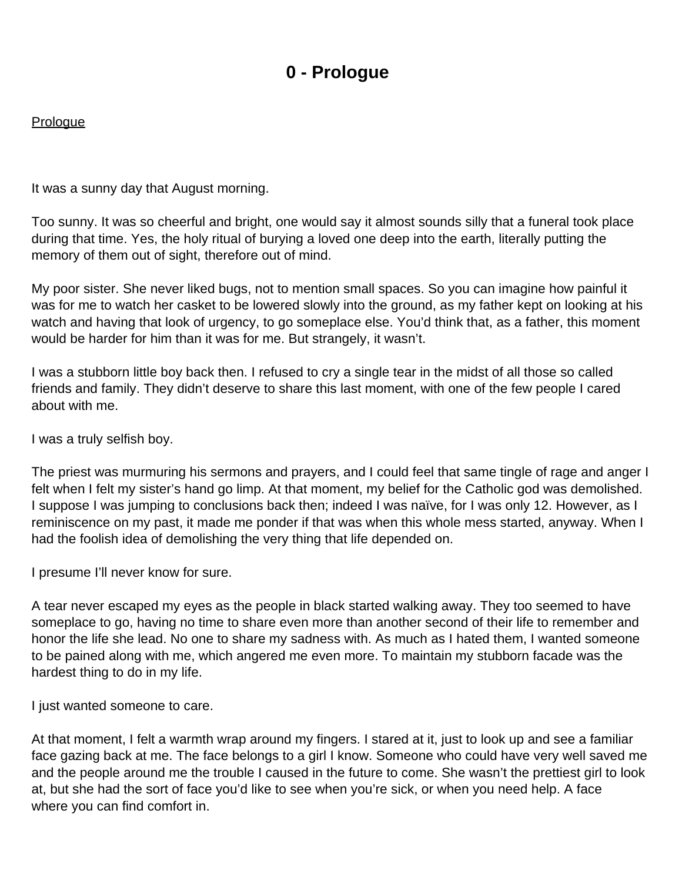# 0 - Prologue

Prologue

It was a sunny day that August morning.

Too sunny. It was so cheerful and bright, one would say it almost sounds silly that a funeral took place during that time. Yes, the holy ritual of burying a loved one deep into the earth, literally putting the memory of them out of sight, therefore out of mind.

My poor sister. She never liked bugs, not to mention small spaces. So you can imagine how painful it was for me to watch her casket to be lowered slowly into the ground, as my father kept on looking at his watch and having that look of urgency, to go someplace else. You'd think that, as a father, this moment would be harder for him than it was for me. But strangely, it wasn't.

I was a stubborn little boy back then. I refused to cry a single tear in the midst of all those so called friends and family. They didn't deserve to share this last moment, with one of the few people I cared about with me.

I was a truly selfish boy.

The priest was murmuring his sermons and prayers, and I could feel that same tingle of rage and anger I felt when I felt my sister's hand go limp. At that moment, my belief for the Catholic god was demolished. I suppose I was jumping to conclusions back then; indeed I was naïve, for I was only 12. However, as I reminiscence on my past, it made me ponder if that was when this whole mess started, anyway. When I had the foolish idea of demolishing the very thing that life depended on.

I presume I'll never know for sure.

A tear never escaped my eyes as the people in black started walking away. They too seemed to have someplace to go, having no time to share even more than another second of their life to remember and honor the life she lead. No one to share my sadness with. As much as I hated them, I wanted someone to be pained along with me, which angered me even more. To maintain my stubborn facade was the hardest thing to do in my life.

I just wanted someone to care.

At that moment, I felt a warmth wrap around my fingers. I stared at it, just to look up and see a familiar face gazing back at me. The face belongs to a girl I know. Someone who could have very well saved me and the people around me the trouble I caused in the future to come. She wasn't the prettiest girl to look at, but she had the sort of face you'd like to see when you're sick, or when you need help. A face where you can find comfort in.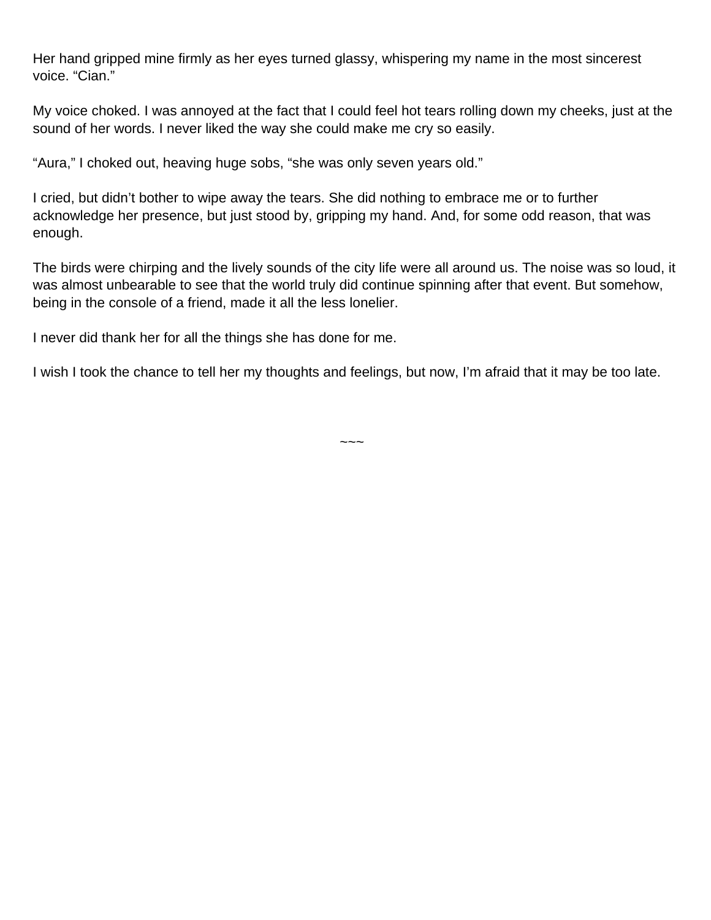Her hand gripped mine firmly as her eyes turned glassy, whispering my name in the most sincerest voice. “Cian.”

My voice choked. I was annoyed at the fact that I could feel hot tears rolling down my cheeks, just at the sound of her words. I never liked the way she could make me cry so easily.

“Aura,” I choked out, heaving huge sobs, “she was only seven years old.”

I cried, but didn’t bother to wipe away the tears. She did nothing to embrace me or to further acknowledge her presence, but just stood by, gripping my hand. And, for some odd reason, that was enough.

The birds were chirping and the lively sounds of the city life were all around us. The noise was so loud, it was almost unbearable to see that the world truly did continue spinning after that event. But somehow, being in the console of a friend, made it all the less lonelier.

I never did thank her for all the things she has done for me.

I wish I took the chance to tell her my thoughts and feelings, but now, I’m afraid that it may be too late.

~~~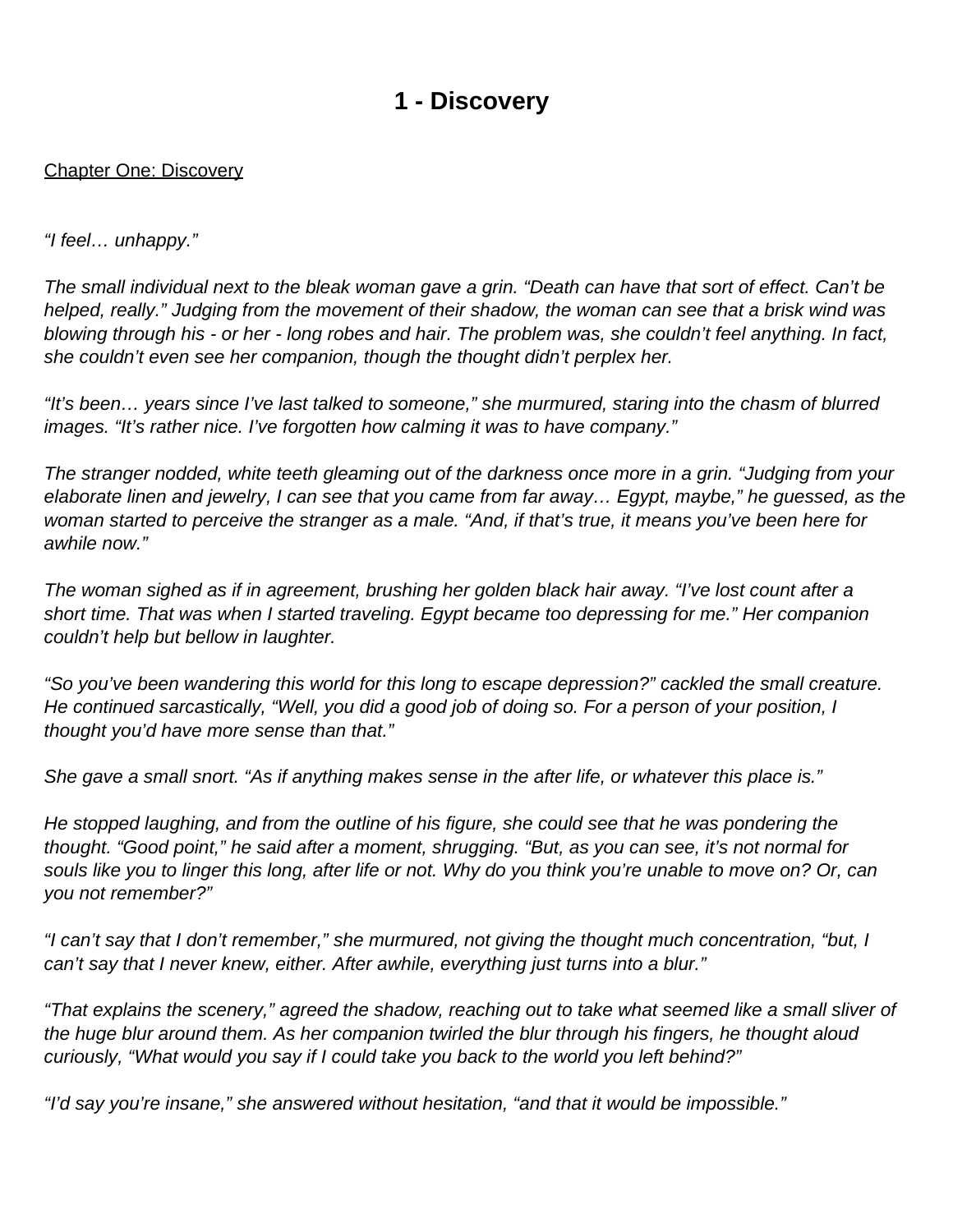# 1 - Discovery

<u>Chapter One: Discovery</u>

*"I feel… unhappy."*

*The small individual next to the bleak woman gave a grin. "Death can have that sort of effect. Can't be helped, really." Judging from the movement of their shadow, the woman can see that a brisk wind was blowing through his - or her - long robes and hair. The problem was, she couldn't feel anything. In fact, she couldn't even see her companion, though the thought didn't perplex her.*

*"It's been… years since I've last talked to someone," she murmured, staring into the chasm of blurred images. "It's rather nice. I've forgotten how calming it was to have company."*

*The stranger nodded, white teeth gleaming out of the darkness once more in a grin. "Judging from your elaborate linen and jewelry, I can see that you came from far away… Egypt, maybe," he guessed, as the woman started to perceive the stranger as a male. "And, if that's true, it means you've been here for awhile now."*

*The woman sighed as if in agreement, brushing her golden black hair away. "I've lost count after a short time. That was when I started traveling. Egypt became too depressing for me." Her companion couldn't help but bellow in laughter.*

*"So you've been wandering this world for this long to escape depression?" cackled the small creature. He continued sarcastically, "Well, you did a good job of doing so. For a person of your position, I thought you'd have more sense than that."*

*She gave a small snort. "As if anything makes sense in the after life, or whatever this place is."*

*He stopped laughing, and from the outline of his figure, she could see that he was pondering the thought. "Good point," he said after a moment, shrugging. "But, as you can see, it's not normal for souls like you to linger this long, after life or not. Why do you think you're unable to move on? Or, can you not remember?"*

*"I can't say that I don't remember," she murmured, not giving the thought much concentration, "but, I can't say that I never knew, either. After awhile, everything just turns into a blur."*

*"That explains the scenery," agreed the shadow, reaching out to take what seemed like a small sliver of the huge blur around them. As her companion twirled the blur through his fingers, he thought aloud curiously, "What would you say if I could take you back to the world you left behind?"*

*"I'd say you're insane," she answered without hesitation, "and that it would be impossible."*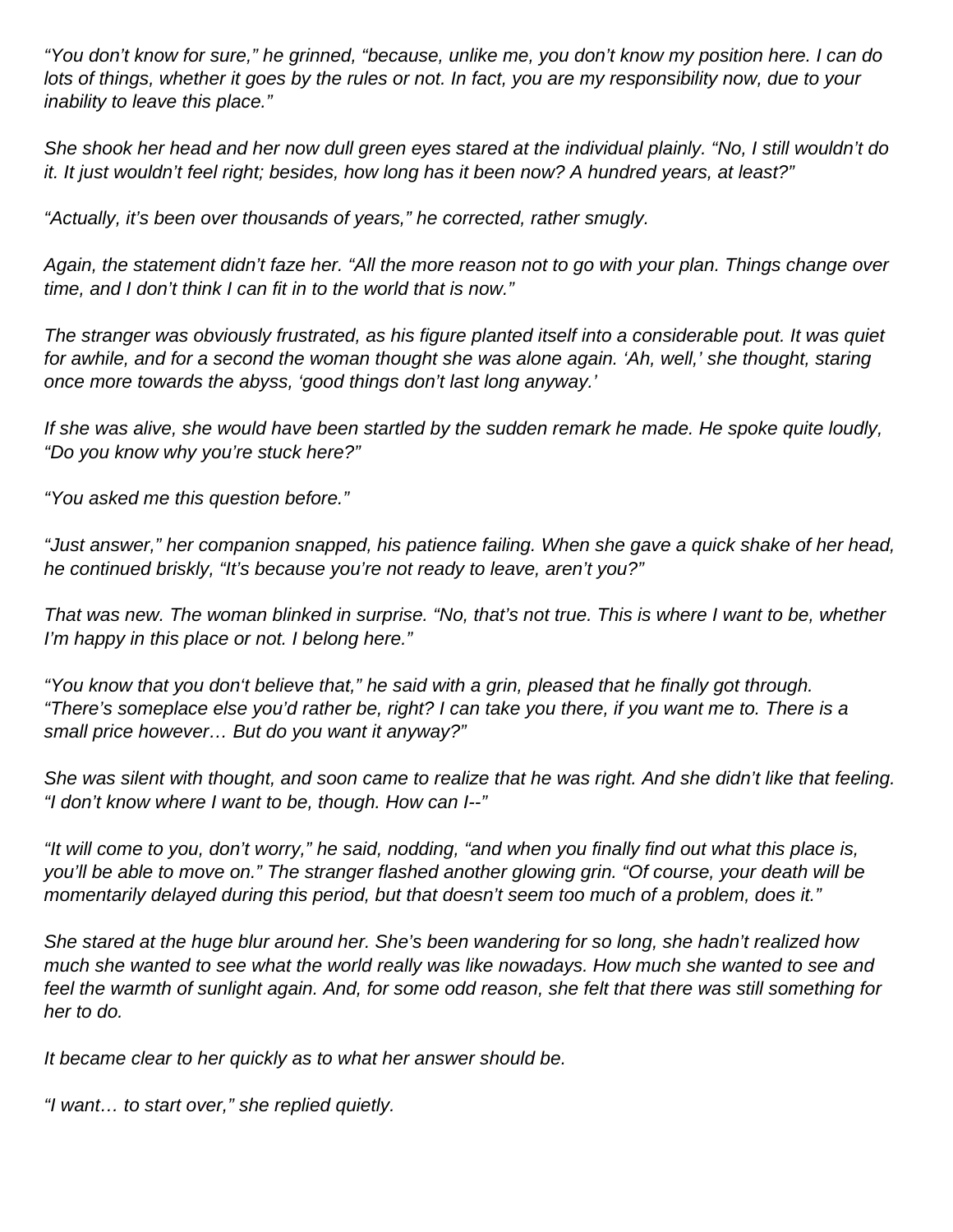*"You don't know for sure," he grinned, "because, unlike me, you don't know my position here. I can do lots of things, whether it goes by the rules or not. In fact, you are my responsibility now, due to your inability to leave this place."*

*She shook her head and her now dull green eyes stared at the individual plainly. "No, I still wouldn't do it. It just wouldn't feel right; besides, how long has it been now? A hundred years, at least?"*

*"Actually, it's been over thousands of years," he corrected, rather smugly.*

*Again, the statement didn't faze her. "All the more reason not to go with your plan. Things change over time, and I don't think I can fit in to the world that is now."*

*The stranger was obviously frustrated, as his figure planted itself into a considerable pout. It was quiet for awhile, and for a second the woman thought she was alone again. 'Ah, well,' she thought, staring once more towards the abyss, 'good things don't last long anyway.'*

*If she was alive, she would have been startled by the sudden remark he made. He spoke quite loudly, "Do you know why you're stuck here?"*

*"You asked me this question before."*

*"Just answer," her companion snapped, his patience failing. When she gave a quick shake of her head, he continued briskly, "It's because you're not ready to leave, aren't you?"*

*That was new. The woman blinked in surprise. "No, that's not true. This is where I want to be, whether I'm happy in this place or not. I belong here."*

*"You know that you don't believe that," he said with a grin, pleased that he finally got through. "There's someplace else you'd rather be, right? I can take you there, if you want me to. There is a small price however… But do you want it anyway?"*

*She was silent with thought, and soon came to realize that he was right. And she didn't like that feeling. "I don't know where I want to be, though. How can I--"*

*"It will come to you, don't worry," he said, nodding, "and when you finally find out what this place is, you'll be able to move on." The stranger flashed another glowing grin. "Of course, your death will be momentarily delayed during this period, but that doesn't seem too much of a problem, does it."*

*She stared at the huge blur around her. She's been wandering for so long, she hadn't realized how much she wanted to see what the world really was like nowadays. How much she wanted to see and feel the warmth of sunlight again. And, for some odd reason, she felt that there was still something for her to do.*

*It became clear to her quickly as to what her answer should be.*

*"I want… to start over," she replied quietly.*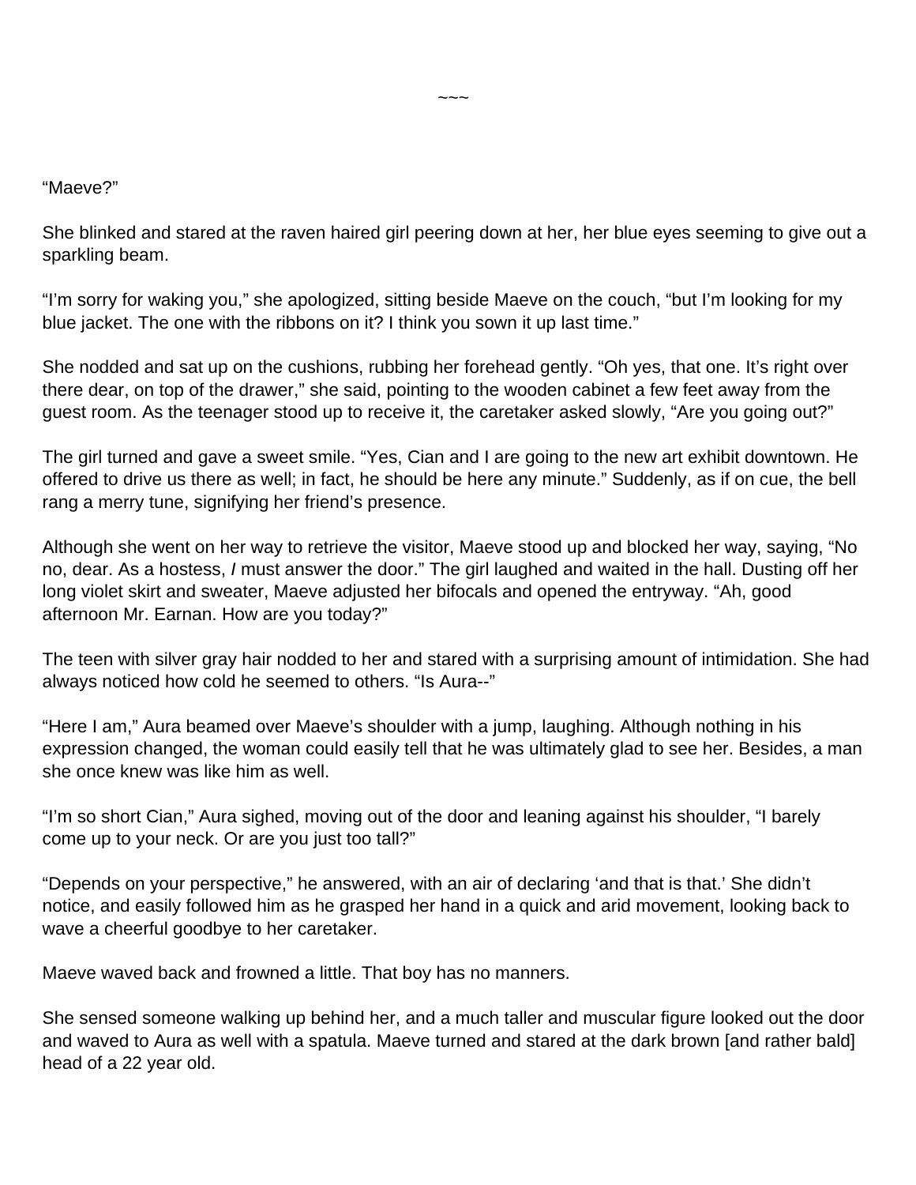~~~

“Maeve?”

She blinked and stared at the raven haired girl peering down at her, her blue eyes seeming to give out a sparkling beam.

“I’m sorry for waking you,” she apologized, sitting beside Maeve on the couch, “but I’m looking for my blue jacket. The one with the ribbons on it? I think you sown it up last time.”

She nodded and sat up on the cushions, rubbing her forehead gently. “Oh yes, that one. It’s right over there dear, on top of the drawer,” she said, pointing to the wooden cabinet a few feet away from the guest room. As the teenager stood up to receive it, the caretaker asked slowly, “Are you going out?”

The girl turned and gave a sweet smile. “Yes, Cian and I are going to the new art exhibit downtown. He offered to drive us there as well; in fact, he should be here any minute.” Suddenly, as if on cue, the bell rang a merry tune, signifying her friend’s presence.

Although she went on her way to retrieve the visitor, Maeve stood up and blocked her way, saying, “No no, dear. As a hostess, ***I*** must answer the door.” The girl laughed and waited in the hall. Dusting off her long violet skirt and sweater, Maeve adjusted her bifocals and opened the entryway. “Ah, good afternoon Mr. Earnan. How are you today?”

The teen with silver gray hair nodded to her and stared with a surprising amount of intimidation. She had always noticed how cold he seemed to others. “Is Aura--”

“Here I am,” Aura beamed over Maeve’s shoulder with a jump, laughing. Although nothing in his expression changed, the woman could easily tell that he was ultimately glad to see her. Besides, a man she once knew was like him as well.

“I’m so short Cian,” Aura sighed, moving out of the door and leaning against his shoulder, “I barely come up to your neck. Or are you just too tall?”

“Depends on your perspective,” he answered, with an air of declaring ‘and that is that.’ She didn’t notice, and easily followed him as he grasped her hand in a quick and arid movement, looking back to wave a cheerful goodbye to her caretaker.

Maeve waved back and frowned a little. That boy has no manners.

She sensed someone walking up behind her, and a much taller and muscular figure looked out the door and waved to Aura as well with a spatula. Maeve turned and stared at the dark brown [and rather bald] head of a 22 year old.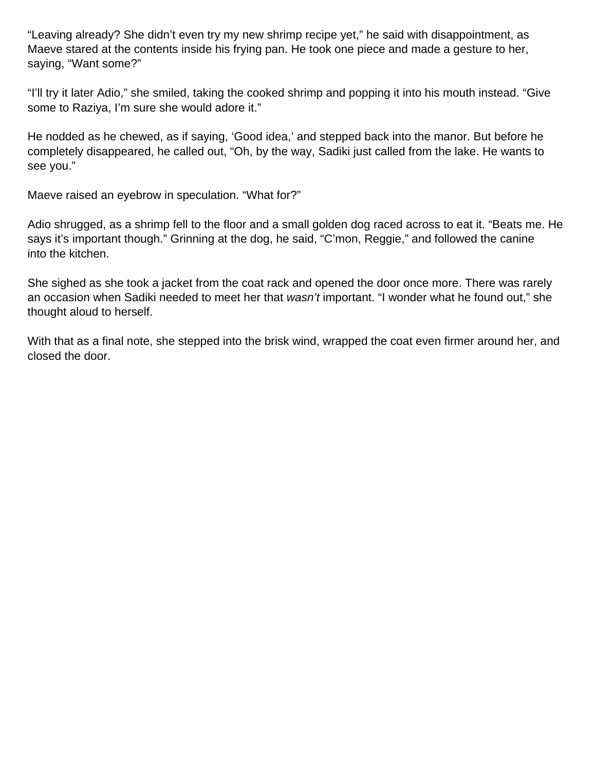“Leaving already? She didn’t even try my new shrimp recipe yet,” he said with disappointment, as Maeve stared at the contents inside his frying pan. He took one piece and made a gesture to her, saying, “Want some?”

“I’ll try it later Adio,” she smiled, taking the cooked shrimp and popping it into his mouth instead. “Give some to Raziya, I’m sure she would adore it.”

He nodded as he chewed, as if saying, ‘Good idea,’ and stepped back into the manor. But before he completely disappeared, he called out, “Oh, by the way, Sadiki just called from the lake. He wants to see you.”

Maeve raised an eyebrow in speculation. “What for?”

Adio shrugged, as a shrimp fell to the floor and a small golden dog raced across to eat it. “Beats me. He says it’s important though.” Grinning at the dog, he said, “C’mon, Reggie,” and followed the canine into the kitchen.

She sighed as she took a jacket from the coat rack and opened the door once more. There was rarely an occasion when Sadiki needed to meet her that *wasn’t* important. “I wonder what he found out,” she thought aloud to herself.

With that as a final note, she stepped into the brisk wind, wrapped the coat even firmer around her, and closed the door.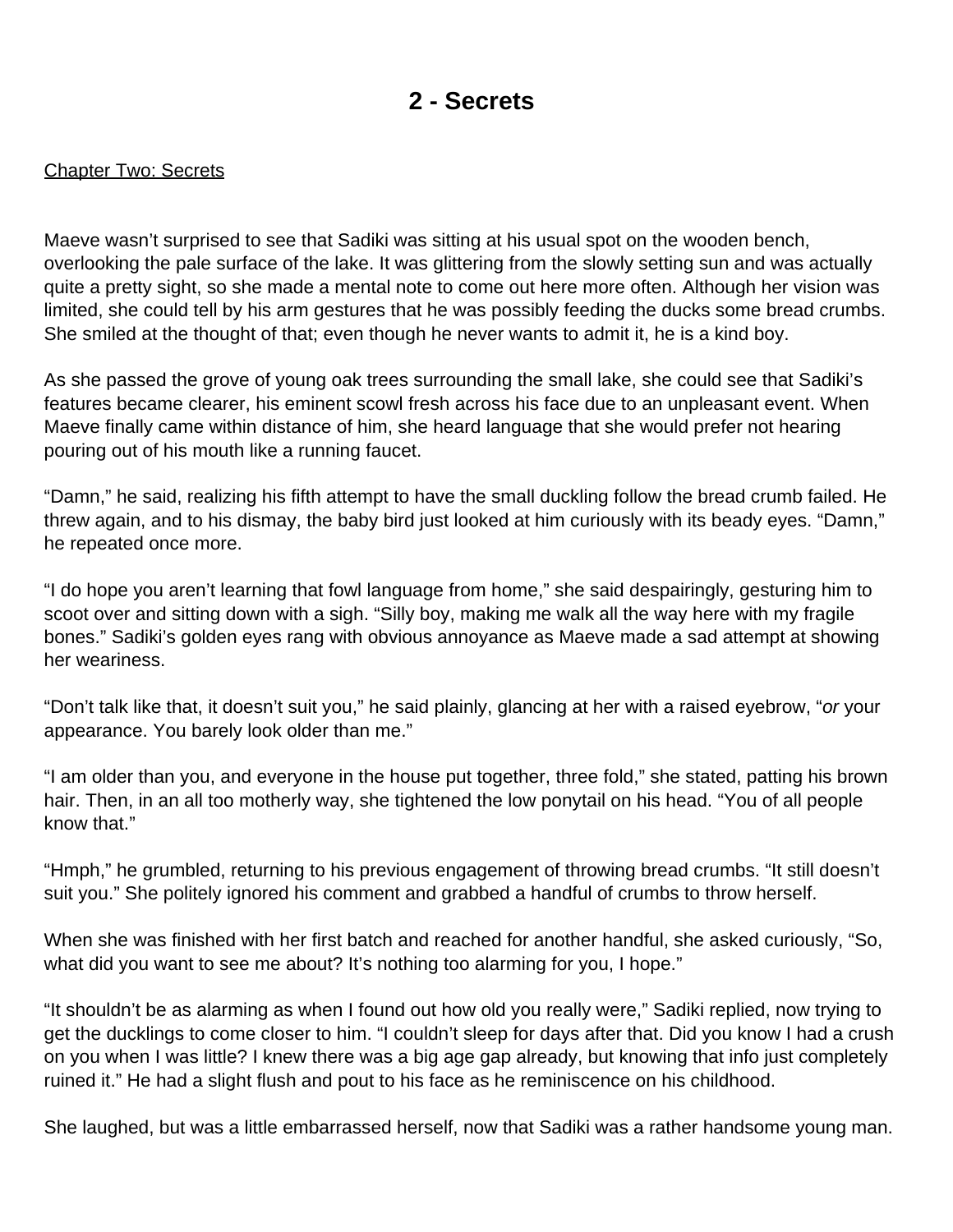# 2 - Secrets

Chapter Two: Secrets

Maeve wasn't surprised to see that Sadiki was sitting at his usual spot on the wooden bench, overlooking the pale surface of the lake. It was glittering from the slowly setting sun and was actually quite a pretty sight, so she made a mental note to come out here more often. Although her vision was limited, she could tell by his arm gestures that he was possibly feeding the ducks some bread crumbs. She smiled at the thought of that; even though he never wants to admit it, he is a kind boy.

As she passed the grove of young oak trees surrounding the small lake, she could see that Sadiki's features became clearer, his eminent scowl fresh across his face due to an unpleasant event. When Maeve finally came within distance of him, she heard language that she would prefer not hearing pouring out of his mouth like a running faucet.

"Damn," he said, realizing his fifth attempt to have the small duckling follow the bread crumb failed. He threw again, and to his dismay, the baby bird just looked at him curiously with its beady eyes. "Damn," he repeated once more.

"I do hope you aren't learning that fowl language from home," she said despairingly, gesturing him to scoot over and sitting down with a sigh. "Silly boy, making me walk all the way here with my fragile bones." Sadiki's golden eyes rang with obvious annoyance as Maeve made a sad attempt at showing her weariness.

"Don't talk like that, it doesn't suit you," he said plainly, glancing at her with a raised eyebrow, "*or* your appearance. You barely look older than me."

"I am older than you, and everyone in the house put together, three fold," she stated, patting his brown hair. Then, in an all too motherly way, she tightened the low ponytail on his head. "You of all people know that."

"Hmph," he grumbled, returning to his previous engagement of throwing bread crumbs. "It still doesn't suit you." She politely ignored his comment and grabbed a handful of crumbs to throw herself.

When she was finished with her first batch and reached for another handful, she asked curiously, "So, what did you want to see me about? It's nothing too alarming for you, I hope."

"It shouldn't be as alarming as when I found out how old you really were," Sadiki replied, now trying to get the ducklings to come closer to him. "I couldn't sleep for days after that. Did you know I had a crush on you when I was little? I knew there was a big age gap already, but knowing that info just completely ruined it." He had a slight flush and pout to his face as he reminiscence on his childhood.

She laughed, but was a little embarrassed herself, now that Sadiki was a rather handsome young man.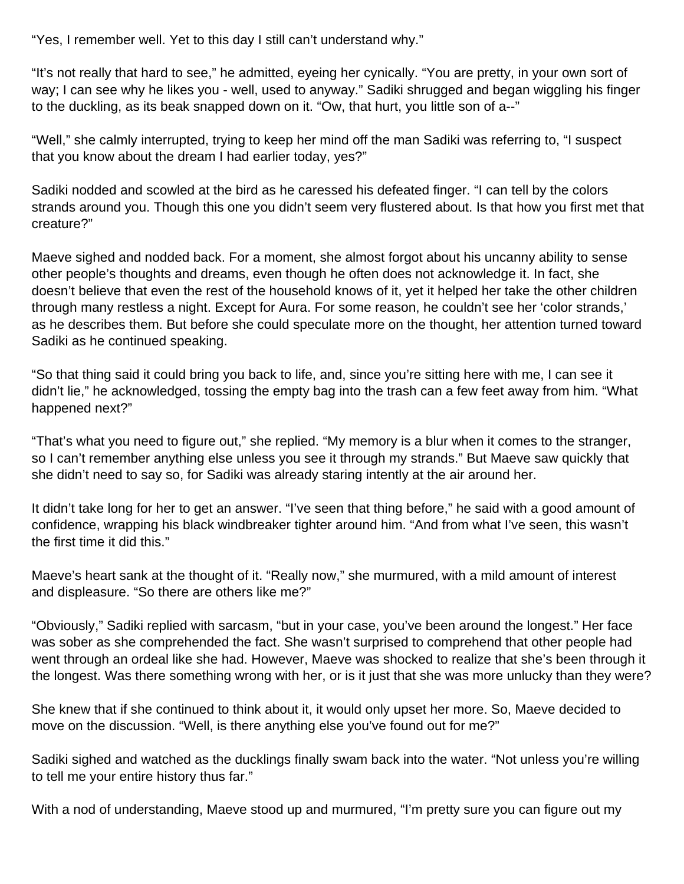"Yes, I remember well. Yet to this day I still can't understand why."

"It's not really that hard to see," he admitted, eyeing her cynically. "You are pretty, in your own sort of way; I can see why he likes you - well, used to anyway." Sadiki shrugged and began wiggling his finger to the duckling, as its beak snapped down on it. "Ow, that hurt, you little son of a--"

"Well," she calmly interrupted, trying to keep her mind off the man Sadiki was referring to, "I suspect that you know about the dream I had earlier today, yes?"

Sadiki nodded and scowled at the bird as he caressed his defeated finger. "I can tell by the colors strands around you. Though this one you didn't seem very flustered about. Is that how you first met that creature?"

Maeve sighed and nodded back. For a moment, she almost forgot about his uncanny ability to sense other people's thoughts and dreams, even though he often does not acknowledge it. In fact, she doesn't believe that even the rest of the household knows of it, yet it helped her take the other children through many restless a night. Except for Aura. For some reason, he couldn't see her 'color strands,' as he describes them. But before she could speculate more on the thought, her attention turned toward Sadiki as he continued speaking.

"So that thing said it could bring you back to life, and, since you're sitting here with me, I can see it didn't lie," he acknowledged, tossing the empty bag into the trash can a few feet away from him. "What happened next?"

"That's what you need to figure out," she replied. "My memory is a blur when it comes to the stranger, so I can't remember anything else unless you see it through my strands." But Maeve saw quickly that she didn't need to say so, for Sadiki was already staring intently at the air around her.

It didn't take long for her to get an answer. "I've seen that thing before," he said with a good amount of confidence, wrapping his black windbreaker tighter around him. "And from what I've seen, this wasn't the first time it did this."

Maeve's heart sank at the thought of it. "Really now," she murmured, with a mild amount of interest and displeasure. "So there are others like me?"

"Obviously," Sadiki replied with sarcasm, "but in your case, you've been around the longest." Her face was sober as she comprehended the fact. She wasn't surprised to comprehend that other people had went through an ordeal like she had. However, Maeve was shocked to realize that she's been through it the longest. Was there something wrong with her, or is it just that she was more unlucky than they were?

She knew that if she continued to think about it, it would only upset her more. So, Maeve decided to move on the discussion. "Well, is there anything else you've found out for me?"

Sadiki sighed and watched as the ducklings finally swam back into the water. "Not unless you're willing to tell me your entire history thus far."

With a nod of understanding, Maeve stood up and murmured, "I'm pretty sure you can figure out my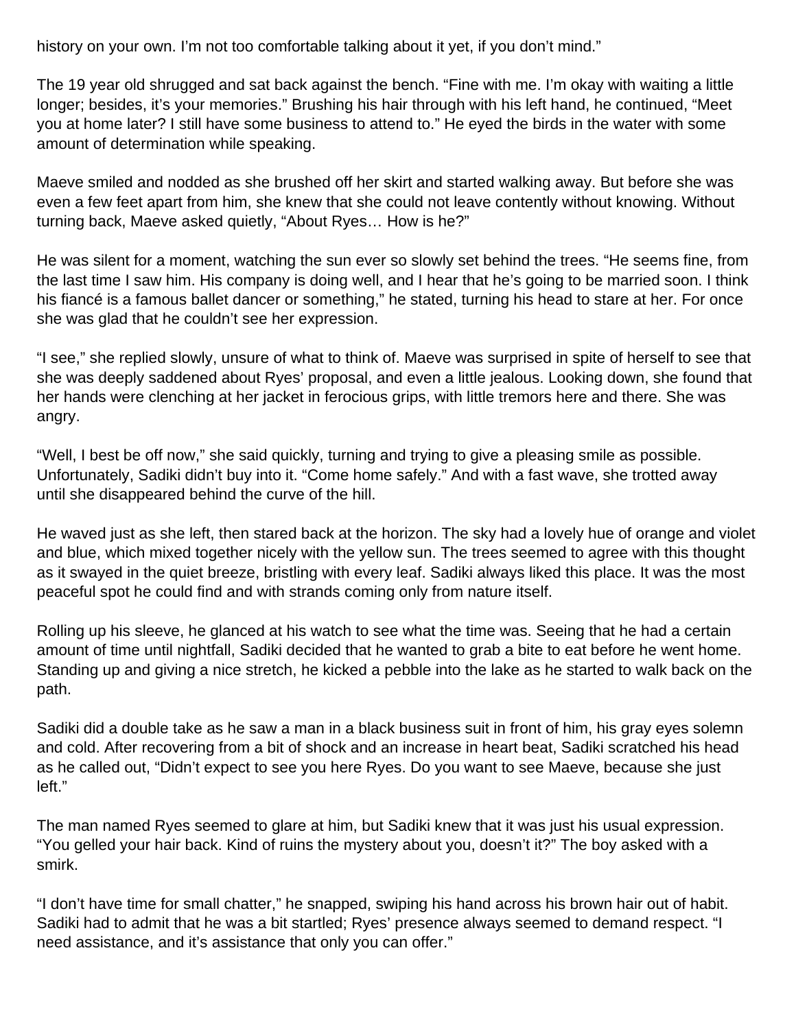history on your own. I'm not too comfortable talking about it yet, if you don't mind."

The 19 year old shrugged and sat back against the bench. "Fine with me. I'm okay with waiting a little longer; besides, it's your memories." Brushing his hair through with his left hand, he continued, "Meet you at home later? I still have some business to attend to." He eyed the birds in the water with some amount of determination while speaking.

Maeve smiled and nodded as she brushed off her skirt and started walking away. But before she was even a few feet apart from him, she knew that she could not leave contently without knowing. Without turning back, Maeve asked quietly, "About Ryes… How is he?"

He was silent for a moment, watching the sun ever so slowly set behind the trees. "He seems fine, from the last time I saw him. His company is doing well, and I hear that he's going to be married soon. I think his fiancé is a famous ballet dancer or something," he stated, turning his head to stare at her. For once she was glad that he couldn't see her expression.

"I see," she replied slowly, unsure of what to think of. Maeve was surprised in spite of herself to see that she was deeply saddened about Ryes' proposal, and even a little jealous. Looking down, she found that her hands were clenching at her jacket in ferocious grips, with little tremors here and there. She was angry.

"Well, I best be off now," she said quickly, turning and trying to give a pleasing smile as possible. Unfortunately, Sadiki didn't buy into it. "Come home safely." And with a fast wave, she trotted away until she disappeared behind the curve of the hill.

He waved just as she left, then stared back at the horizon. The sky had a lovely hue of orange and violet and blue, which mixed together nicely with the yellow sun. The trees seemed to agree with this thought as it swayed in the quiet breeze, bristling with every leaf. Sadiki always liked this place. It was the most peaceful spot he could find and with strands coming only from nature itself.

Rolling up his sleeve, he glanced at his watch to see what the time was. Seeing that he had a certain amount of time until nightfall, Sadiki decided that he wanted to grab a bite to eat before he went home. Standing up and giving a nice stretch, he kicked a pebble into the lake as he started to walk back on the path.

Sadiki did a double take as he saw a man in a black business suit in front of him, his gray eyes solemn and cold. After recovering from a bit of shock and an increase in heart beat, Sadiki scratched his head as he called out, "Didn't expect to see you here Ryes. Do you want to see Maeve, because she just left."

The man named Ryes seemed to glare at him, but Sadiki knew that it was just his usual expression. "You gelled your hair back. Kind of ruins the mystery about you, doesn't it?" The boy asked with a smirk.

"I don't have time for small chatter," he snapped, swiping his hand across his brown hair out of habit. Sadiki had to admit that he was a bit startled; Ryes' presence always seemed to demand respect. "I need assistance, and it's assistance that only you can offer."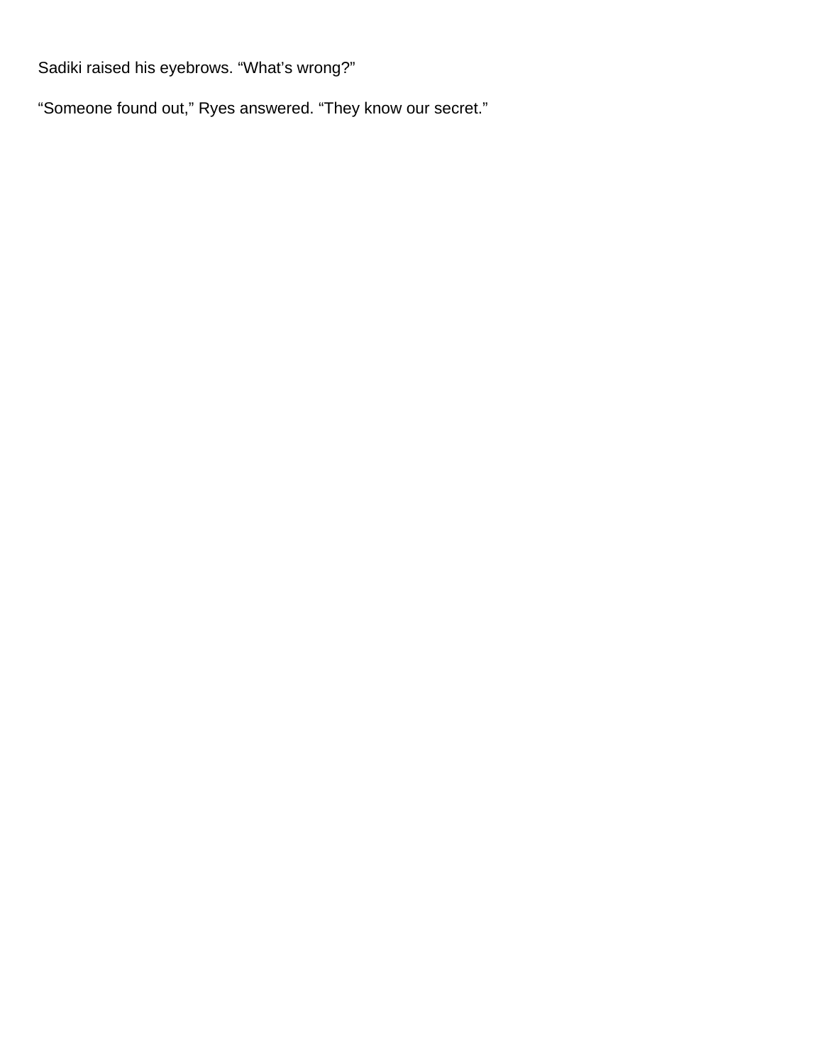Sadiki raised his eyebrows. “What’s wrong?”

“Someone found out,” Ryes answered. “They know our secret.”